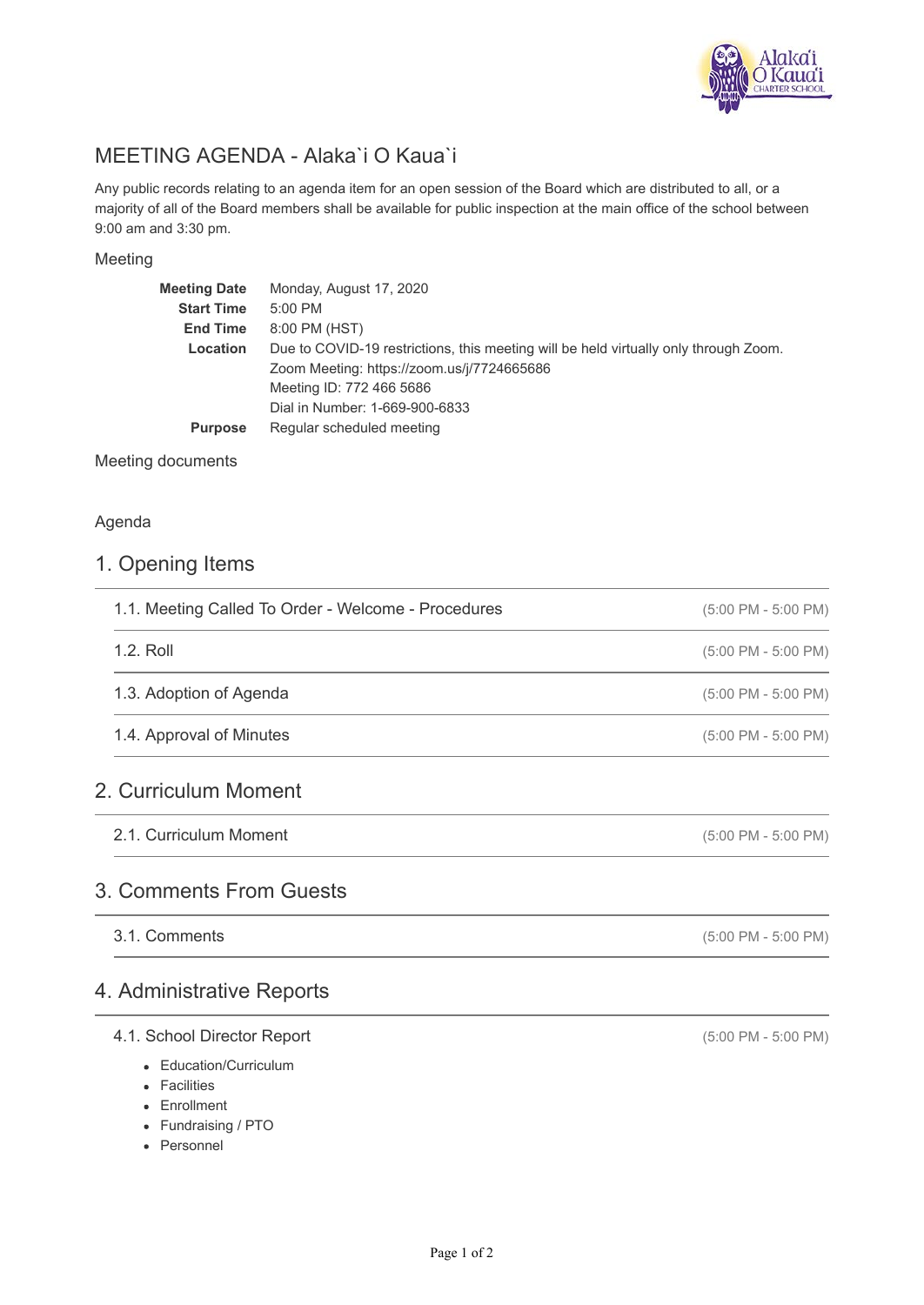# MEETING AGENDA - Alaka`i O Kaua`i

Any public records relating to an agenda item for an open session of the Board which are distributed to all, or a majority of all of the Board members shall be available for public inspection at the main office of the school between 9:00 am and 3:30 pm.

## Meeting

| | |
|---|---|
| **Meeting Date** | Monday, August 17, 2020 |
| **Start Time** | 5:00 PM |
| **End Time** | 8:00 PM (HST) |
| **Location** | Due to COVID-19 restrictions, this meeting will be held virtually only through Zoom.<br>Zoom Meeting: https://zoom.us/j/7724665686<br>Meeting ID: 772 466 5686<br>Dial in Number: 1-669-900-6833 |
| **Purpose** | Regular scheduled meeting |

## Meeting documents

## Agenda

## 1. Opening Items

1.1. Meeting Called To Order - Welcome - Procedures (5:00 PM - 5:00 PM)

1.2. Roll (5:00 PM - 5:00 PM)

1.3. Adoption of Agenda (5:00 PM - 5:00 PM)

1.4. Approval of Minutes (5:00 PM - 5:00 PM)

## 2. Curriculum Moment

2.1. Curriculum Moment (5:00 PM - 5:00 PM)

## 3. Comments From Guests

3.1. Comments (5:00 PM - 5:00 PM)

## 4. Administrative Reports

4.1. School Director Report (5:00 PM - 5:00 PM)

- Education/Curriculum
- Facilities
- Enrollment
- Fundraising / PTO
- Personnel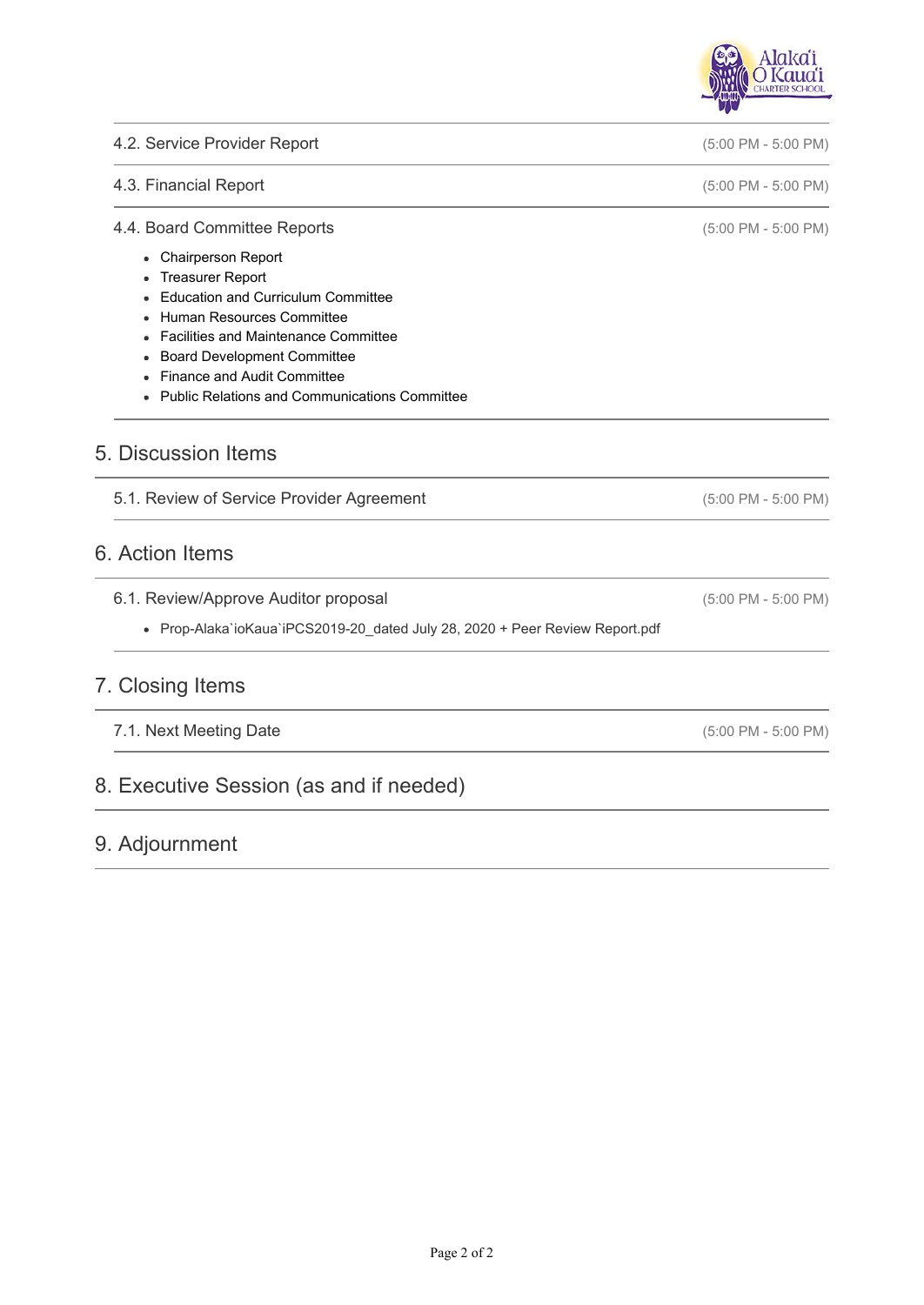4.2. Service Provider Report (5:00 PM - 5:00 PM)

4.3. Financial Report (5:00 PM - 5:00 PM)

4.4. Board Committee Reports (5:00 PM - 5:00 PM)

- Chairperson Report
- Treasurer Report
- Education and Curriculum Committee
- Human Resources Committee
- Facilities and Maintenance Committee
- Board Development Committee
- Finance and Audit Committee
- Public Relations and Communications Committee

## 5. Discussion Items

5.1. Review of Service Provider Agreement (5:00 PM - 5:00 PM)

## 6. Action Items

6.1. Review/Approve Auditor proposal (5:00 PM - 5:00 PM)

- Prop-Alaka`ioKaua`iPCS2019-20_dated July 28, 2020 + Peer Review Report.pdf

## 7. Closing Items

7.1. Next Meeting Date (5:00 PM - 5:00 PM)

## 8. Executive Session (as and if needed)

## 9. Adjournment